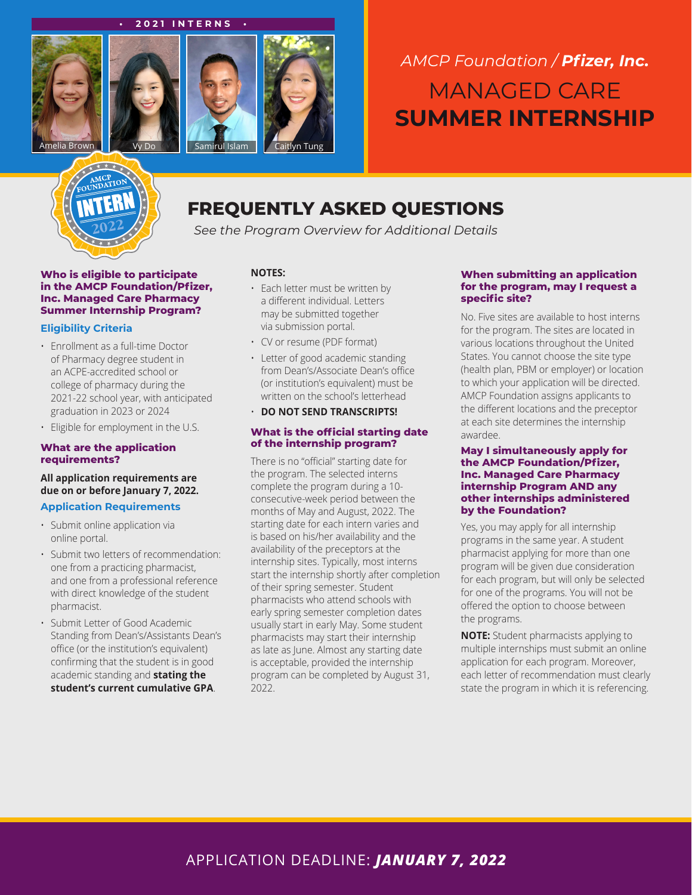• 2021 INTERNS •

Amelia Brown | Vy Do | Samirul Islam | Caitlyn Tung

*AMCP Foundation / **Pfizer, Inc.***

# MANAGED CARE **SUMMER INTERNSHIP**

AMCP FOUNDATION INTERN 2022

## FREQUENTLY ASKED QUESTIONS

*See the Program Overview for Additional Details*

### Who is eligible to participate in the AMCP Foundation/Pfizer, Inc. Managed Care Pharmacy Summer Internship Program?

**Eligibility Criteria**

- Enrollment as a full-time Doctor of Pharmacy degree student in an ACPE-accredited school or college of pharmacy during the 2021-22 school year, with anticipated graduation in 2023 or 2024
- Eligible for employment in the U.S.

### What are the application requirements?

**All application requirements are due on or before January 7, 2022.**

**Application Requirements**

- Submit online application via online portal.
- Submit two letters of recommendation: one from a practicing pharmacist, and one from a professional reference with direct knowledge of the student pharmacist.
- Submit Letter of Good Academic Standing from Dean's/Assistants Dean's office (or the institution's equivalent) confirming that the student is in good academic standing and **stating the student's current cumulative GPA**.

**NOTES:**

- Each letter must be written by a different individual. Letters may be submitted together via submission portal.
- CV or resume (PDF format)
- Letter of good academic standing from Dean's/Associate Dean's office (or institution's equivalent) must be written on the school's letterhead
- **DO NOT SEND TRANSCRIPTS!**

### What is the official starting date of the internship program?

There is no "official" starting date for the program. The selected interns complete the program during a 10-consecutive-week period between the months of May and August, 2022. The starting date for each intern varies and is based on his/her availability and the availability of the preceptors at the internship sites. Typically, most interns start the internship shortly after completion of their spring semester. Student pharmacists who attend schools with early spring semester completion dates usually start in early May. Some student pharmacists may start their internship as late as June. Almost any starting date is acceptable, provided the internship program can be completed by August 31, 2022.

### When submitting an application for the program, may I request a specific site?

No. Five sites are available to host interns for the program. The sites are located in various locations throughout the United States. You cannot choose the site type (health plan, PBM or employer) or location to which your application will be directed. AMCP Foundation assigns applicants to the different locations and the preceptor at each site determines the internship awardee.

### May I simultaneously apply for the AMCP Foundation/Pfizer, Inc. Managed Care Pharmacy internship Program AND any other internships administered by the Foundation?

Yes, you may apply for all internship programs in the same year. A student pharmacist applying for more than one program will be given due consideration for each program, but will only be selected for one of the programs. You will not be offered the option to choose between the programs.

**NOTE:** Student pharmacists applying to multiple internships must submit an online application for each program. Moreover, each letter of recommendation must clearly state the program in which it is referencing.

APPLICATION DEADLINE: ***JANUARY 7, 2022***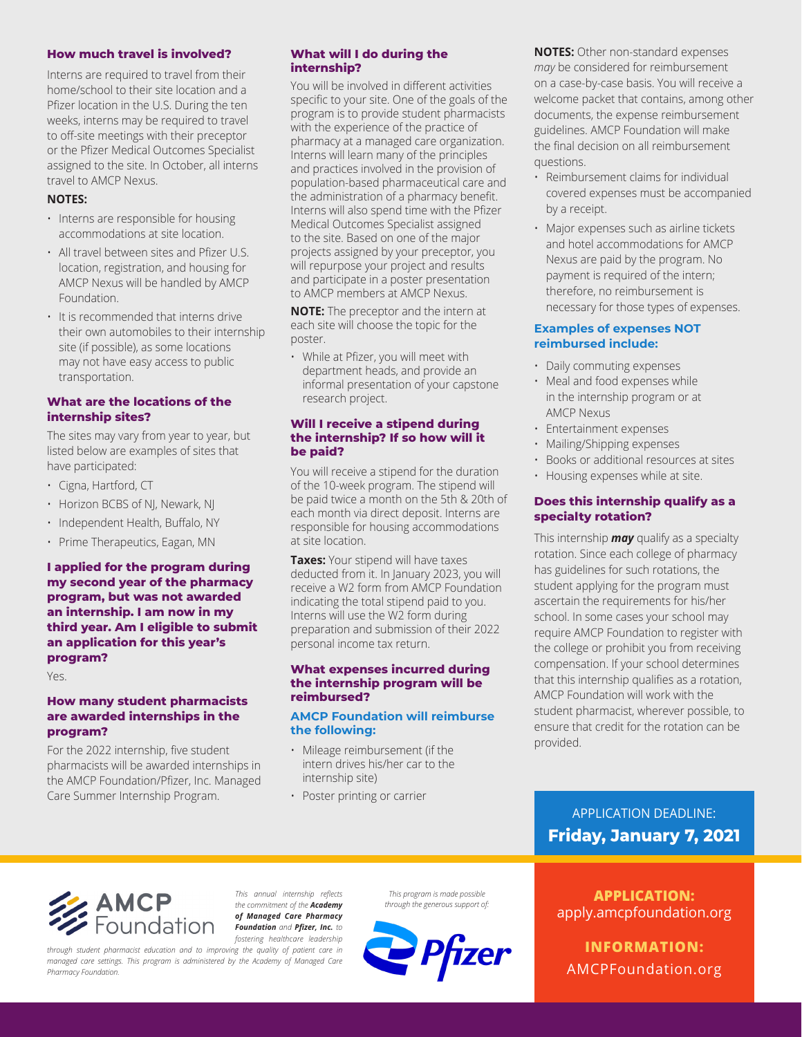### How much travel is involved?

Interns are required to travel from their home/school to their site location and a Pfizer location in the U.S. During the ten weeks, interns may be required to travel to off-site meetings with their preceptor or the Pfizer Medical Outcomes Specialist assigned to the site. In October, all interns travel to AMCP Nexus.

**NOTES:**

- Interns are responsible for housing accommodations at site location.
- All travel between sites and Pfizer U.S. location, registration, and housing for AMCP Nexus will be handled by AMCP Foundation.
- It is recommended that interns drive their own automobiles to their internship site (if possible), as some locations may not have easy access to public transportation.

### What are the locations of the internship sites?

The sites may vary from year to year, but listed below are examples of sites that have participated:

- Cigna, Hartford, CT
- Horizon BCBS of NJ, Newark, NJ
- Independent Health, Buffalo, NY
- Prime Therapeutics, Eagan, MN

### I applied for the program during my second year of the pharmacy program, but was not awarded an internship. I am now in my third year. Am I eligible to submit an application for this year's program?

Yes.

### How many student pharmacists are awarded internships in the program?

For the 2022 internship, five student pharmacists will be awarded internships in the AMCP Foundation/Pfizer, Inc. Managed Care Summer Internship Program.

### What will I do during the internship?

You will be involved in different activities specific to your site. One of the goals of the program is to provide student pharmacists with the experience of the practice of pharmacy at a managed care organization. Interns will learn many of the principles and practices involved in the provision of population-based pharmaceutical care and the administration of a pharmacy benefit. Interns will also spend time with the Pfizer Medical Outcomes Specialist assigned to the site. Based on one of the major projects assigned by your preceptor, you will repurpose your project and results and participate in a poster presentation to AMCP members at AMCP Nexus.

**NOTE:** The preceptor and the intern at each site will choose the topic for the poster.

- While at Pfizer, you will meet with department heads, and provide an informal presentation of your capstone research project.

### Will I receive a stipend during the internship? If so how will it be paid?

You will receive a stipend for the duration of the 10-week program. The stipend will be paid twice a month on the 5th & 20th of each month via direct deposit. Interns are responsible for housing accommodations at site location.

**Taxes:** Your stipend will have taxes deducted from it. In January 2023, you will receive a W2 form from AMCP Foundation indicating the total stipend paid to you. Interns will use the W2 form during preparation and submission of their 2022 personal income tax return.

### What expenses incurred during the internship program will be reimbursed?

#### AMCP Foundation will reimburse the following:

- Mileage reimbursement (if the intern drives his/her car to the internship site)
- Poster printing or carrier

**NOTES:** Other non-standard expenses *may* be considered for reimbursement on a case-by-case basis. You will receive a welcome packet that contains, among other documents, the expense reimbursement guidelines. AMCP Foundation will make the final decision on all reimbursement questions.

- Reimbursement claims for individual covered expenses must be accompanied by a receipt.
- Major expenses such as airline tickets and hotel accommodations for AMCP Nexus are paid by the program. No payment is required of the intern; therefore, no reimbursement is necessary for those types of expenses.

#### Examples of expenses NOT reimbursed include:

- Daily commuting expenses
- Meal and food expenses while in the internship program or at AMCP Nexus
- Entertainment expenses
- Mailing/Shipping expenses
- Books or additional resources at sites
- Housing expenses while at site.

### Does this internship qualify as a specialty rotation?

This internship ***may*** qualify as a specialty rotation. Since each college of pharmacy has guidelines for such rotations, the student applying for the program must ascertain the requirements for his/her school. In some cases your school may require AMCP Foundation to register with the college or prohibit you from receiving compensation. If your school determines that this internship qualifies as a rotation, AMCP Foundation will work with the student pharmacist, wherever possible, to ensure that credit for the rotation can be provided.

APPLICATION DEADLINE:
**Friday, January 7, 2021**

AMCP Foundation

*This annual internship reflects the commitment of the **Academy of Managed Care Pharmacy Foundation** and **Pfizer, Inc.** to fostering healthcare leadership through student pharmacist education and to improving the quality of patient care in managed care settings. This program is administered by the Academy of Managed Care Pharmacy Foundation.*

*This program is made possible through the generous support of:*

Pfizer

**APPLICATION:**
apply.amcpfoundation.org

**INFORMATION:**
AMCPFoundation.org